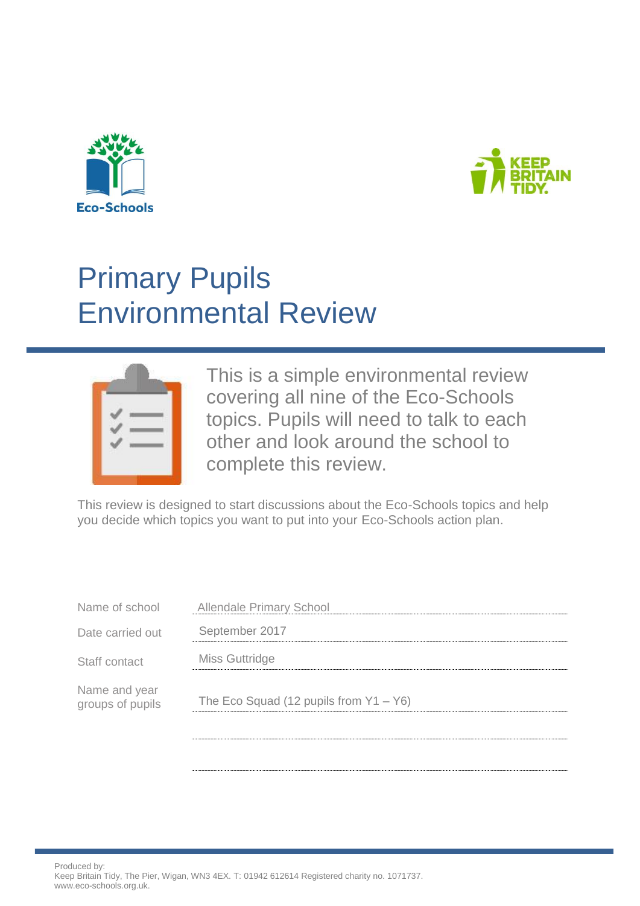Eco-Schools

KEEP BRITAIN TIDY.

# Primary Pupils Environmental Review

This is a simple environmental review covering all nine of the Eco-Schools topics. Pupils will need to talk to each other and look around the school to complete this review.

This review is designed to start discussions about the Eco-Schools topics and help you decide which topics you want to put into your Eco-Schools action plan.

| | |
|---|---|
| Name of school | Allendale Primary School |
| Date carried out | September 2017 |
| Staff contact | Miss Guttridge |
| Name and year groups of pupils | The Eco Squad (12 pupils from Y1 – Y6) |

Produced by:
Keep Britain Tidy, The Pier, Wigan, WN3 4EX. T: 01942 612614 Registered charity no. 1071737.
www.eco-schools.org.uk.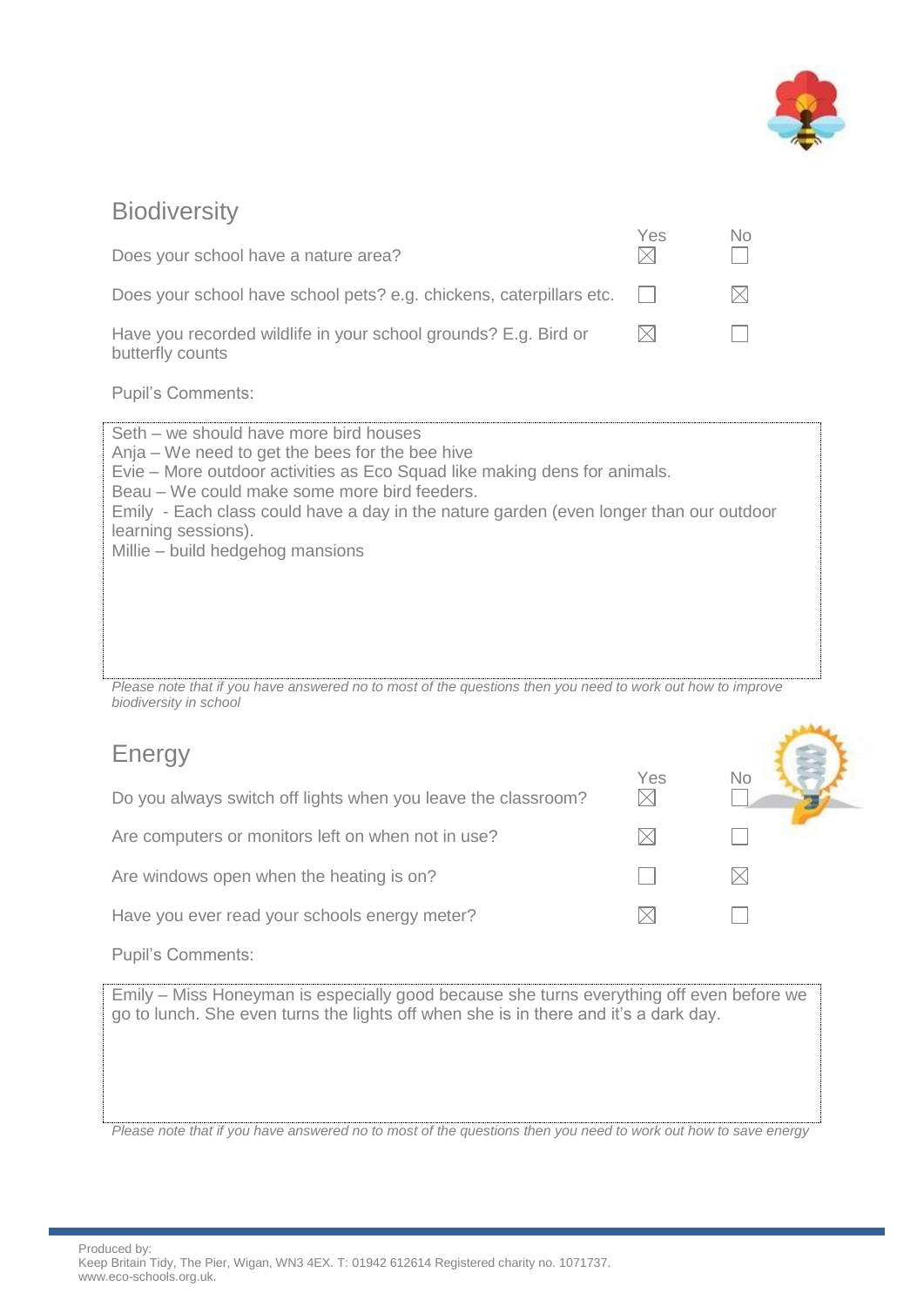## Biodiversity

| | Yes | No |
|---|---|---|
| Does your school have a nature area? | ☒ | ☐ |
| Does your school have school pets? e.g. chickens, caterpillars etc. | ☐ | ☒ |
| Have you recorded wildlife in your school grounds? E.g. Bird or butterfly counts | ☒ | ☐ |

Pupil's Comments:

Seth – we should have more bird houses
Anja – We need to get the bees for the bee hive
Evie – More outdoor activities as Eco Squad like making dens for animals.
Beau – We could make some more bird feeders.
Emily - Each class could have a day in the nature garden (even longer than our outdoor learning sessions).
Millie – build hedgehog mansions

*Please note that if you have answered no to most of the questions then you need to work out how to improve biodiversity in school*

## Energy

| | Yes | No |
|---|---|---|
| Do you always switch off lights when you leave the classroom? | ☒ | ☐ |
| Are computers or monitors left on when not in use? | ☒ | ☐ |
| Are windows open when the heating is on? | ☐ | ☒ |
| Have you ever read your schools energy meter? | ☒ | ☐ |

Pupil's Comments:

Emily – Miss Honeyman is especially good because she turns everything off even before we go to lunch. She even turns the lights off when she is in there and it's a dark day.

*Please note that if you have answered no to most of the questions then you need to work out how to save energy*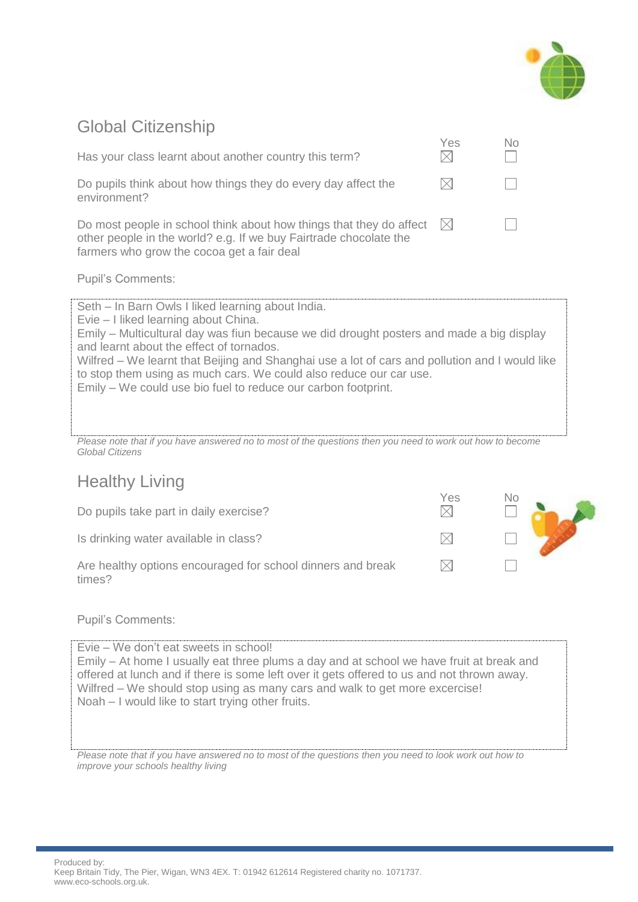## Global Citizenship

| | Yes | No |
|---|---|---|
| Has your class learnt about another country this term? | ☒ | ☐ |
| Do pupils think about how things they do every day affect the environment? | ☒ | ☐ |
| Do most people in school think about how things that they do affect other people in the world? e.g. If we buy Fairtrade chocolate the farmers who grow the cocoa get a fair deal | ☒ | ☐ |

Pupil's Comments:

Seth – In Barn Owls I liked learning about India.
Evie – I liked learning about China.
Emily – Multicultural day was fiun because we did drought posters and made a big display and learnt about the effect of tornados.
Wilfred – We learnt that Beijing and Shanghai use a lot of cars and pollution and I would like to stop them using as much cars. We could also reduce our car use.
Emily – We could use bio fuel to reduce our carbon footprint.

*Please note that if you have answered no to most of the questions then you need to work out how to become Global Citizens*

## Healthy Living

| | Yes | No |
|---|---|---|
| Do pupils take part in daily exercise? | ☒ | ☐ |
| Is drinking water available in class? | ☒ | ☐ |
| Are healthy options encouraged for school dinners and break times? | ☒ | ☐ |

Pupil's Comments:

Evie – We don't eat sweets in school!
Emily – At home I usually eat three plums a day and at school we have fruit at break and offered at lunch and if there is some left over it gets offered to us and not thrown away.
Wilfred – We should stop using as many cars and walk to get more excercise!
Noah – I would like to start trying other fruits.

*Please note that if you have answered no to most of the questions then you need to look work out how to improve your schools healthy living*

Produced by:
Keep Britain Tidy, The Pier, Wigan, WN3 4EX. T: 01942 612614 Registered charity no. 1071737.
www.eco-schools.org.uk.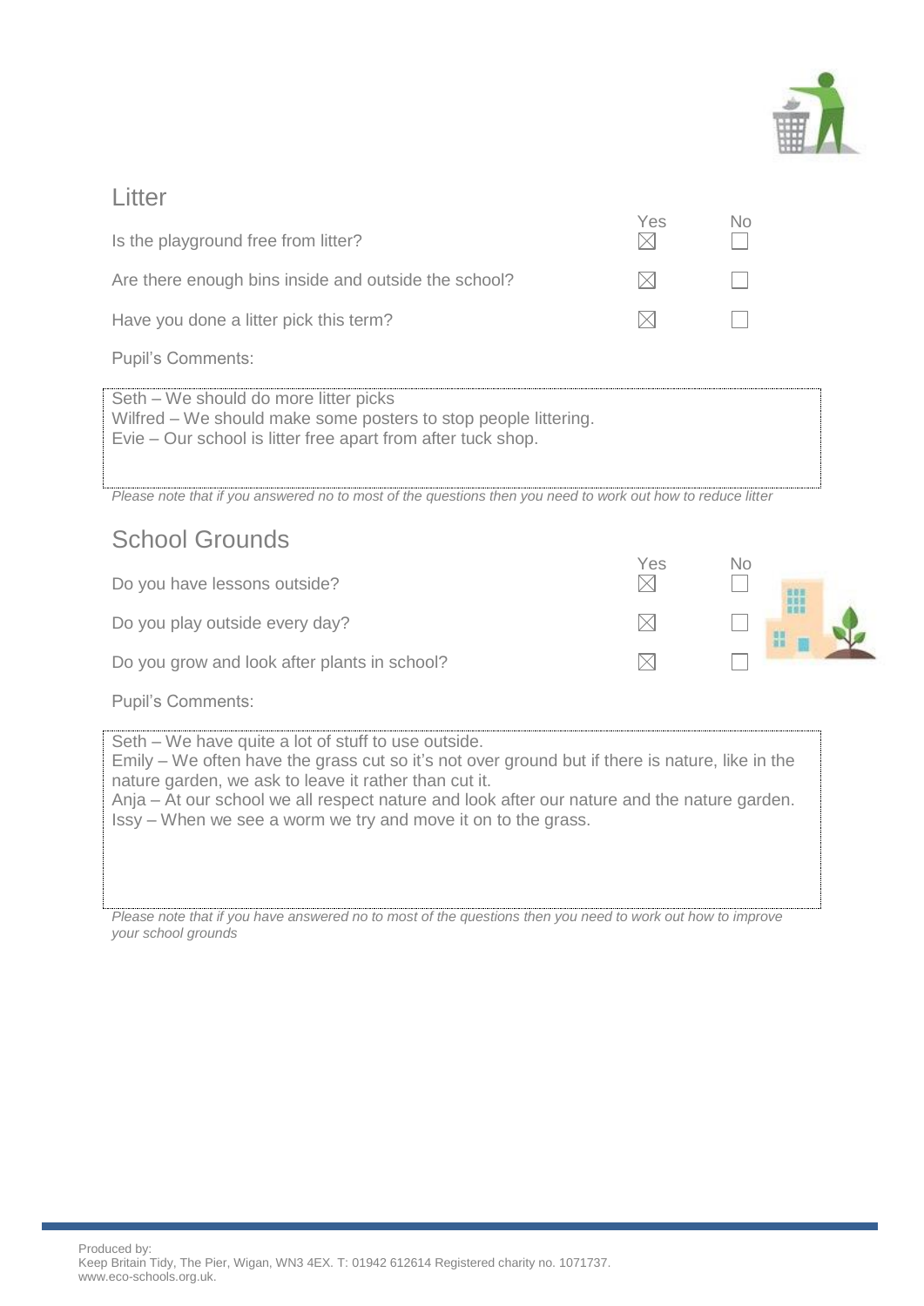## Litter

| | Yes | No |
|---|---|---|
| Is the playground free from litter? | ☒ | ☐ |
| Are there enough bins inside and outside the school? | ☒ | ☐ |
| Have you done a litter pick this term? | ☒ | ☐ |

Pupil's Comments:

Seth – We should do more litter picks
Wilfred – We should make some posters to stop people littering.
Evie – Our school is litter free apart from after tuck shop.

*Please note that if you answered no to most of the questions then you need to work out how to reduce litter*

## School Grounds

| | Yes | No |
|---|---|---|
| Do you have lessons outside? | ☒ | ☐ |
| Do you play outside every day? | ☒ | ☐ |
| Do you grow and look after plants in school? | ☒ | ☐ |

Pupil's Comments:

Seth – We have quite a lot of stuff to use outside.
Emily – We often have the grass cut so it's not over ground but if there is nature, like in the nature garden, we ask to leave it rather than cut it.
Anja – At our school we all respect nature and look after our nature and the nature garden.
Issy – When we see a worm we try and move it on to the grass.

*Please note that if you have answered no to most of the questions then you need to work out how to improve your school grounds*

Produced by:
Keep Britain Tidy, The Pier, Wigan, WN3 4EX. T: 01942 612614 Registered charity no. 1071737.
www.eco-schools.org.uk.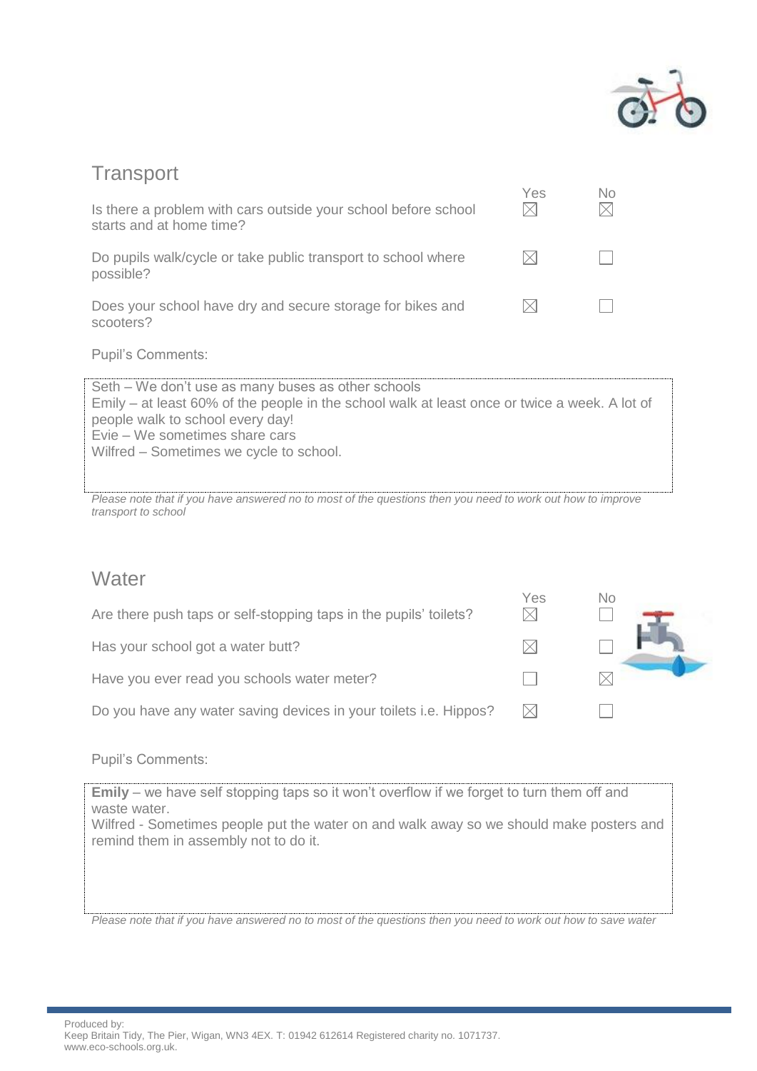## Transport

| | Yes | No |
|---|---|---|
| Is there a problem with cars outside your school before school starts and at home time? | ☒ | ☒ |
| Do pupils walk/cycle or take public transport to school where possible? | ☒ | ☐ |
| Does your school have dry and secure storage for bikes and scooters? | ☒ | ☐ |

Pupil's Comments:

Seth – We don't use as many buses as other schools
Emily – at least 60% of the people in the school walk at least once or twice a week. A lot of people walk to school every day!
Evie – We sometimes share cars
Wilfred – Sometimes we cycle to school.

*Please note that if you have answered no to most of the questions then you need to work out how to improve transport to school*

## Water

| | Yes | No |
|---|---|---|
| Are there push taps or self-stopping taps in the pupils' toilets? | ☒ | ☐ |
| Has your school got a water butt? | ☒ | ☐ |
| Have you ever read you schools water meter? | ☐ | ☒ |
| Do you have any water saving devices in your toilets i.e. Hippos? | ☒ | ☐ |

Pupil's Comments:

**Emily** – we have self stopping taps so it won't overflow if we forget to turn them off and waste water.
Wilfred - Sometimes people put the water on and walk away so we should make posters and remind them in assembly not to do it.

*Please note that if you have answered no to most of the questions then you need to work out how to save water*

Produced by:
Keep Britain Tidy, The Pier, Wigan, WN3 4EX. T: 01942 612614 Registered charity no. 1071737.
www.eco-schools.org.uk.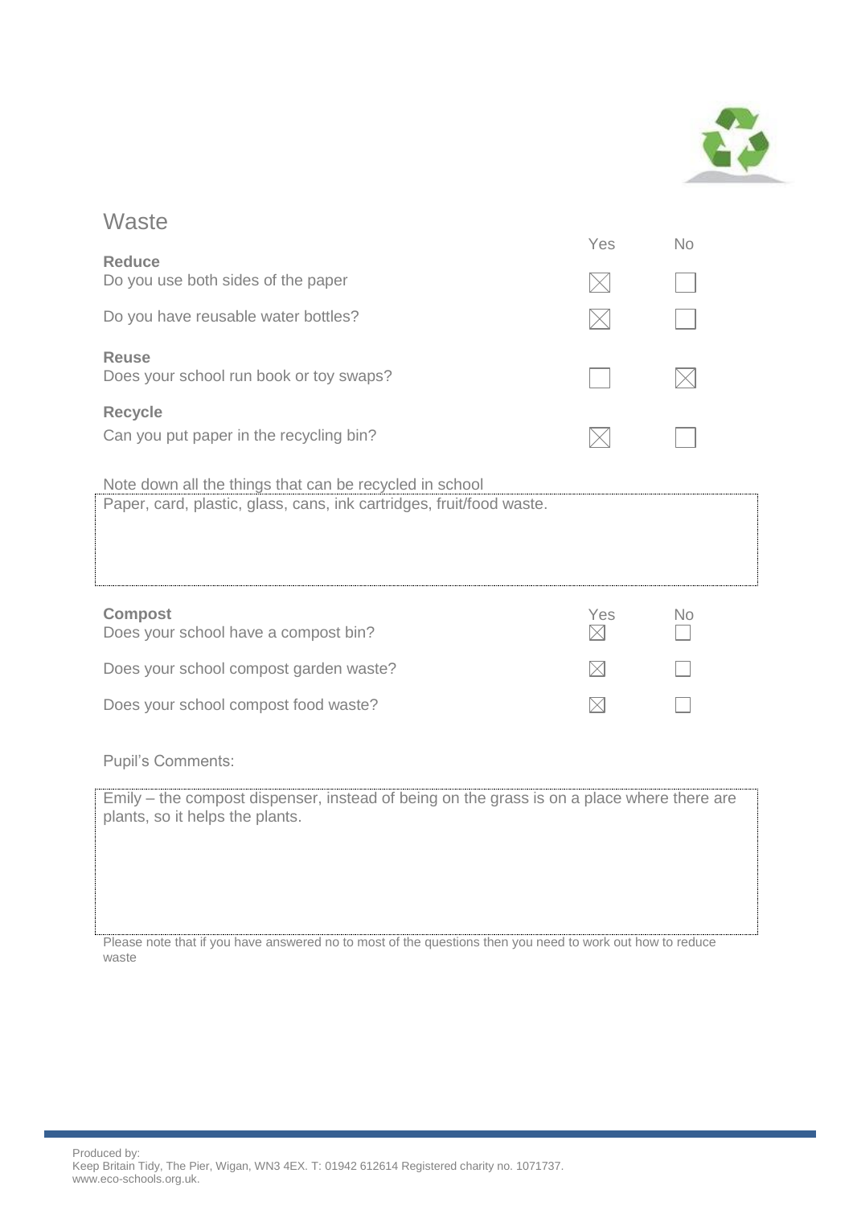## Waste

| | Yes | No |
|---|---|---|
| **Reduce** | | |
| Do you use both sides of the paper | ☒ | ☐ |
| Do you have reusable water bottles? | ☒ | ☐ |
| **Reuse** | | |
| Does your school run book or toy swaps? | ☐ | ☒ |
| **Recycle** | | |
| Can you put paper in the recycling bin? | ☒ | ☐ |

Note down all the things that can be recycled in school

Paper, card, plastic, glass, cans, ink cartridges, fruit/food waste.

| | Yes | No |
|---|---|---|
| **Compost** | | |
| Does your school have a compost bin? | ☒ | ☐ |
| Does your school compost garden waste? | ☒ | ☐ |
| Does your school compost food waste? | ☒ | ☐ |

Pupil's Comments:

Emily – the compost dispenser, instead of being on the grass is on a place where there are plants, so it helps the plants.

Please note that if you have answered no to most of the questions then you need to work out how to reduce waste

Produced by:
Keep Britain Tidy, The Pier, Wigan, WN3 4EX. T: 01942 612614 Registered charity no. 1071737.
www.eco-schools.org.uk.